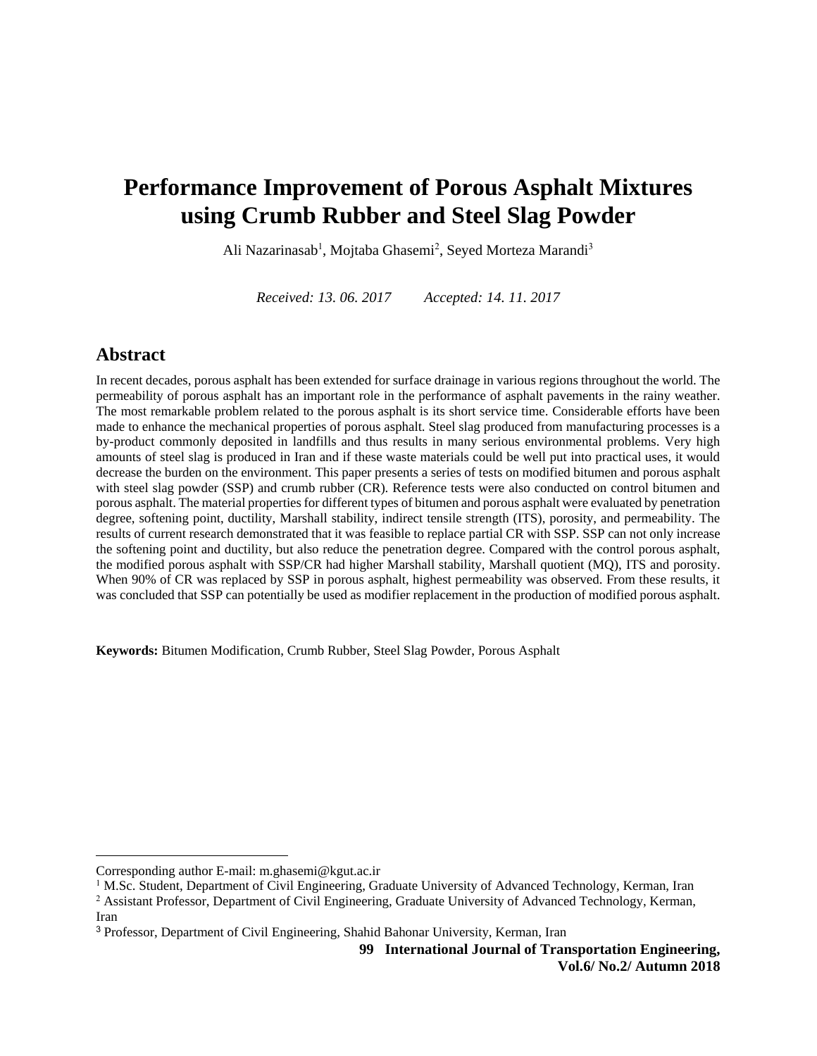# Performance Improvement of Porous Asphalt Mixtures using Crumb Rubber and Steel Slag Powder

Ali Nazarinasab[1], Mojtaba Ghasemi[2], Seyed Morteza Marandi[3]

*Received: 13. 06. 2017 Accepted: 14. 11. 2017*

## Abstract

In recent decades, porous asphalt has been extended for surface drainage in various regions throughout the world. The permeability of porous asphalt has an important role in the performance of asphalt pavements in the rainy weather. The most remarkable problem related to the porous asphalt is its short service time. Considerable efforts have been made to enhance the mechanical properties of porous asphalt. Steel slag produced from manufacturing processes is a by-product commonly deposited in landfills and thus results in many serious environmental problems. Very high amounts of steel slag is produced in Iran and if these waste materials could be well put into practical uses, it would decrease the burden on the environment. This paper presents a series of tests on modified bitumen and porous asphalt with steel slag powder (SSP) and crumb rubber (CR). Reference tests were also conducted on control bitumen and porous asphalt. The material properties for different types of bitumen and porous asphalt were evaluated by penetration degree, softening point, ductility, Marshall stability, indirect tensile strength (ITS), porosity, and permeability. The results of current research demonstrated that it was feasible to replace partial CR with SSP. SSP can not only increase the softening point and ductility, but also reduce the penetration degree. Compared with the control porous asphalt, the modified porous asphalt with SSP/CR had higher Marshall stability, Marshall quotient (MQ), ITS and porosity. When 90% of CR was replaced by SSP in porous asphalt, highest permeability was observed. From these results, it was concluded that SSP can potentially be used as modifier replacement in the production of modified porous asphalt.

**Keywords:** Bitumen Modification, Crumb Rubber, Steel Slag Powder, Porous Asphalt

---

Corresponding author E-mail: m.ghasemi@kgut.ac.ir

[1] M.Sc. Student, Department of Civil Engineering, Graduate University of Advanced Technology, Kerman, Iran

[2] Assistant Professor, Department of Civil Engineering, Graduate University of Advanced Technology, Kerman, Iran

[3] Professor, Department of Civil Engineering, Shahid Bahonar University, Kerman, Iran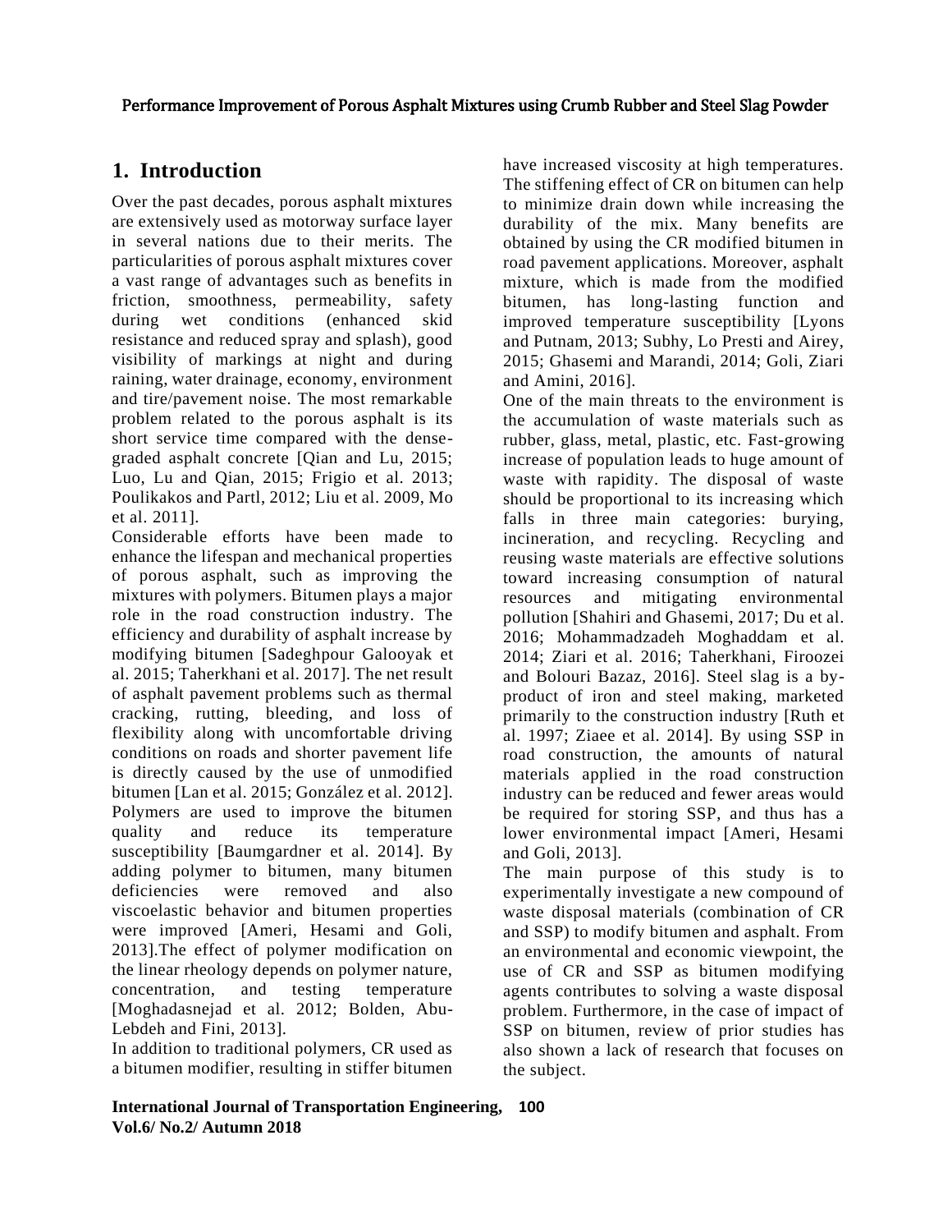## 1. Introduction

Over the past decades, porous asphalt mixtures are extensively used as motorway surface layer in several nations due to their merits. The particularities of porous asphalt mixtures cover a vast range of advantages such as benefits in friction, smoothness, permeability, safety during wet conditions (enhanced skid resistance and reduced spray and splash), good visibility of markings at night and during raining, water drainage, economy, environment and tire/pavement noise. The most remarkable problem related to the porous asphalt is its short service time compared with the dense-graded asphalt concrete [Qian and Lu, 2015; Luo, Lu and Qian, 2015; Frigio et al. 2013; Poulikakos and Partl, 2012; Liu et al. 2009, Mo et al. 2011].

Considerable efforts have been made to enhance the lifespan and mechanical properties of porous asphalt, such as improving the mixtures with polymers. Bitumen plays a major role in the road construction industry. The efficiency and durability of asphalt increase by modifying bitumen [Sadeghpour Galooyak et al. 2015; Taherkhani et al. 2017]. The net result of asphalt pavement problems such as thermal cracking, rutting, bleeding, and loss of flexibility along with uncomfortable driving conditions on roads and shorter pavement life is directly caused by the use of unmodified bitumen [Lan et al. 2015; González et al. 2012]. Polymers are used to improve the bitumen quality and reduce its temperature susceptibility [Baumgardner et al. 2014]. By adding polymer to bitumen, many bitumen deficiencies were removed and also viscoelastic behavior and bitumen properties were improved [Ameri, Hesami and Goli, 2013].The effect of polymer modification on the linear rheology depends on polymer nature, concentration, and testing temperature [Moghadasnejad et al. 2012; Bolden, Abu-Lebdeh and Fini, 2013].

In addition to traditional polymers, CR used as a bitumen modifier, resulting in stiffer bitumen have increased viscosity at high temperatures. The stiffening effect of CR on bitumen can help to minimize drain down while increasing the durability of the mix. Many benefits are obtained by using the CR modified bitumen in road pavement applications. Moreover, asphalt mixture, which is made from the modified bitumen, has long-lasting function and improved temperature susceptibility [Lyons and Putnam, 2013; Subhy, Lo Presti and Airey, 2015; Ghasemi and Marandi, 2014; Goli, Ziari and Amini, 2016].

One of the main threats to the environment is the accumulation of waste materials such as rubber, glass, metal, plastic, etc. Fast-growing increase of population leads to huge amount of waste with rapidity. The disposal of waste should be proportional to its increasing which falls in three main categories: burying, incineration, and recycling. Recycling and reusing waste materials are effective solutions toward increasing consumption of natural resources and mitigating environmental pollution [Shahiri and Ghasemi, 2017; Du et al. 2016; Mohammadzadeh Moghaddam et al. 2014; Ziari et al. 2016; Taherkhani, Firoozei and Bolouri Bazaz, 2016]. Steel slag is a by-product of iron and steel making, marketed primarily to the construction industry [Ruth et al. 1997; Ziaee et al. 2014]. By using SSP in road construction, the amounts of natural materials applied in the road construction industry can be reduced and fewer areas would be required for storing SSP, and thus has a lower environmental impact [Ameri, Hesami and Goli, 2013].

The main purpose of this study is to experimentally investigate a new compound of waste disposal materials (combination of CR and SSP) to modify bitumen and asphalt. From an environmental and economic viewpoint, the use of CR and SSP as bitumen modifying agents contributes to solving a waste disposal problem. Furthermore, in the case of impact of SSP on bitumen, review of prior studies has also shown a lack of research that focuses on the subject.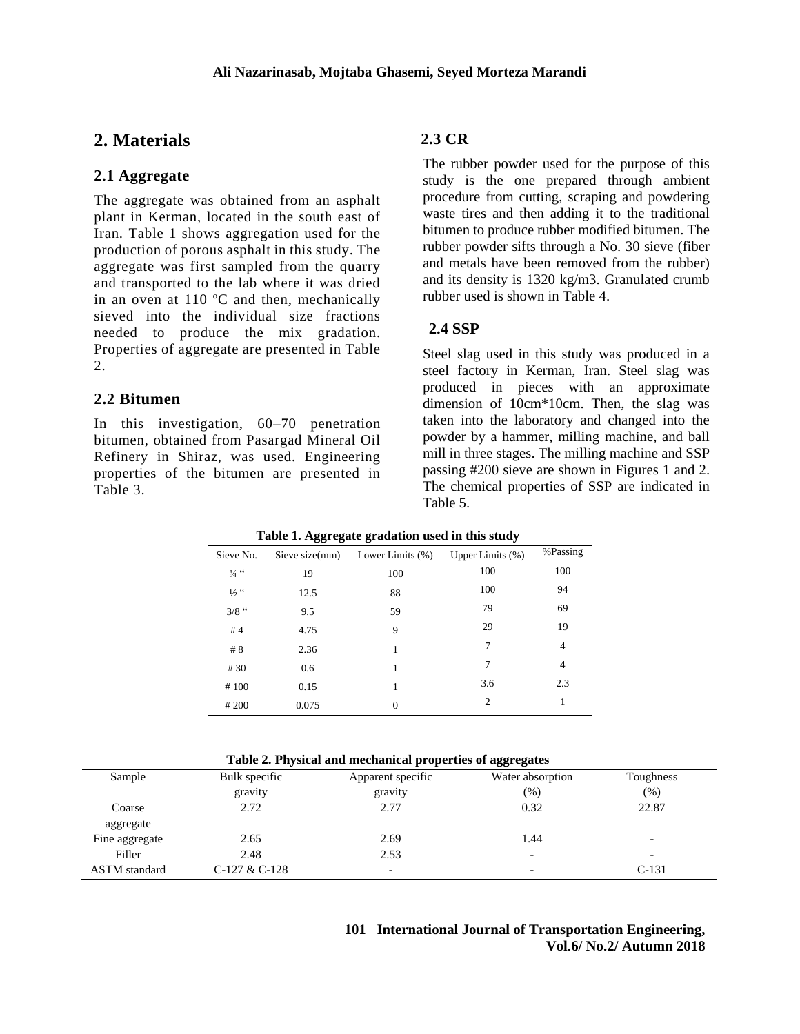## 2. Materials

### 2.1 Aggregate

The aggregate was obtained from an asphalt plant in Kerman, located in the south east of Iran. Table 1 shows aggregation used for the production of porous asphalt in this study. The aggregate was first sampled from the quarry and transported to the lab where it was dried in an oven at 110 ºC and then, mechanically sieved into the individual size fractions needed to produce the mix gradation. Properties of aggregate are presented in Table 2.

### 2.2 Bitumen

In this investigation, 60–70 penetration bitumen, obtained from Pasargad Mineral Oil Refinery in Shiraz, was used. Engineering properties of the bitumen are presented in Table 3.

### 2.3 CR

The rubber powder used for the purpose of this study is the one prepared through ambient procedure from cutting, scraping and powdering waste tires and then adding it to the traditional bitumen to produce rubber modified bitumen. The rubber powder sifts through a No. 30 sieve (fiber and metals have been removed from the rubber) and its density is 1320 kg/m3. Granulated crumb rubber used is shown in Table 4.

### 2.4 SSP

Steel slag used in this study was produced in a steel factory in Kerman, Iran. Steel slag was produced in pieces with an approximate dimension of 10cm*10cm. Then, the slag was taken into the laboratory and changed into the powder by a hammer, milling machine, and ball mill in three stages. The milling machine and SSP passing #200 sieve are shown in Figures 1 and 2. The chemical properties of SSP are indicated in Table 5.

**Table 1. Aggregate gradation used in this study**

| Sieve No. | Sieve size(mm) | Lower Limits (%) | Upper Limits (%) | %Passing |
|---|---|---|---|---|
| ¾ " | 19 | 100 | 100 | 100 |
| ½ " | 12.5 | 88 | 100 | 94 |
| 3/8 " | 9.5 | 59 | 79 | 69 |
| # 4 | 4.75 | 9 | 29 | 19 |
| # 8 | 2.36 | 1 | 7 | 4 |
| # 30 | 0.6 | 1 | 7 | 4 |
| # 100 | 0.15 | 1 | 3.6 | 2.3 |
| # 200 | 0.075 | 0 | 2 | 1 |

**Table 2. Physical and mechanical properties of aggregates**

| Sample | Bulk specific gravity | Apparent specific gravity | Water absorption (%) | Toughness (%) |
|---|---|---|---|---|
| Coarse aggregate | 2.72 | 2.77 | 0.32 | 22.87 |
| Fine aggregate | 2.65 | 2.69 | 1.44 | - |
| Filler | 2.48 | 2.53 | - | - |
| ASTM standard | C-127 & C-128 | - | - | C-131 |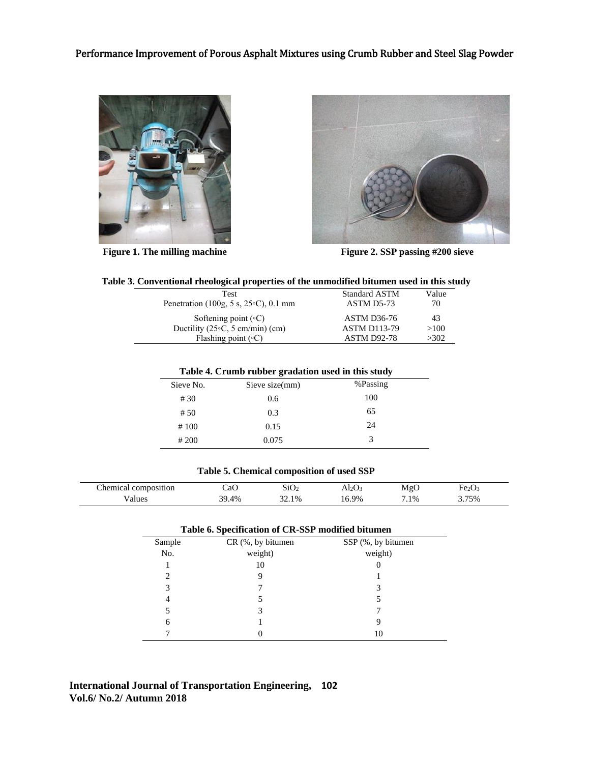**Figure 1. The milling machine**

**Figure 2. SSP passing #200 sieve**

**Table 3. Conventional rheological properties of the unmodified bitumen used in this study**

| Test | Standard ASTM | Value |
|---|---|---|
| Penetration (100g, 5 s, 25◦C), 0.1 mm | ASTM D5-73 | 70 |
| Softening point (◦C) | ASTM D36-76 | 43 |
| Ductility (25◦C, 5 cm/min) (cm) | ASTM D113-79 | >100 |
| Flashing point (◦C) | ASTM D92-78 | >302 |

**Table 4. Crumb rubber gradation used in this study**

| Sieve No. | Sieve size(mm) | %Passing |
|---|---|---|
| # 30 | 0.6 | 100 |
| # 50 | 0.3 | 65 |
| # 100 | 0.15 | 24 |
| # 200 | 0.075 | 3 |

**Table 5. Chemical composition of used SSP**

| Chemical composition | $CaO$ | $SiO_2$ | $Al_2O_3$ | $MgO$ | $Fe_2O_3$ |
|---|---|---|---|---|---|
| Values | 39.4% | 32.1% | 16.9% | 7.1% | 3.75% |

**Table 6. Specification of CR-SSP modified bitumen**

| Sample No. | CR (%, by bitumen weight) | SSP (%, by bitumen weight) |
|---|---|---|
| 1 | 10 | 0 |
| 2 | 9 | 1 |
| 3 | 7 | 3 |
| 4 | 5 | 5 |
| 5 | 3 | 7 |
| 6 | 1 | 9 |
| 7 | 0 | 10 |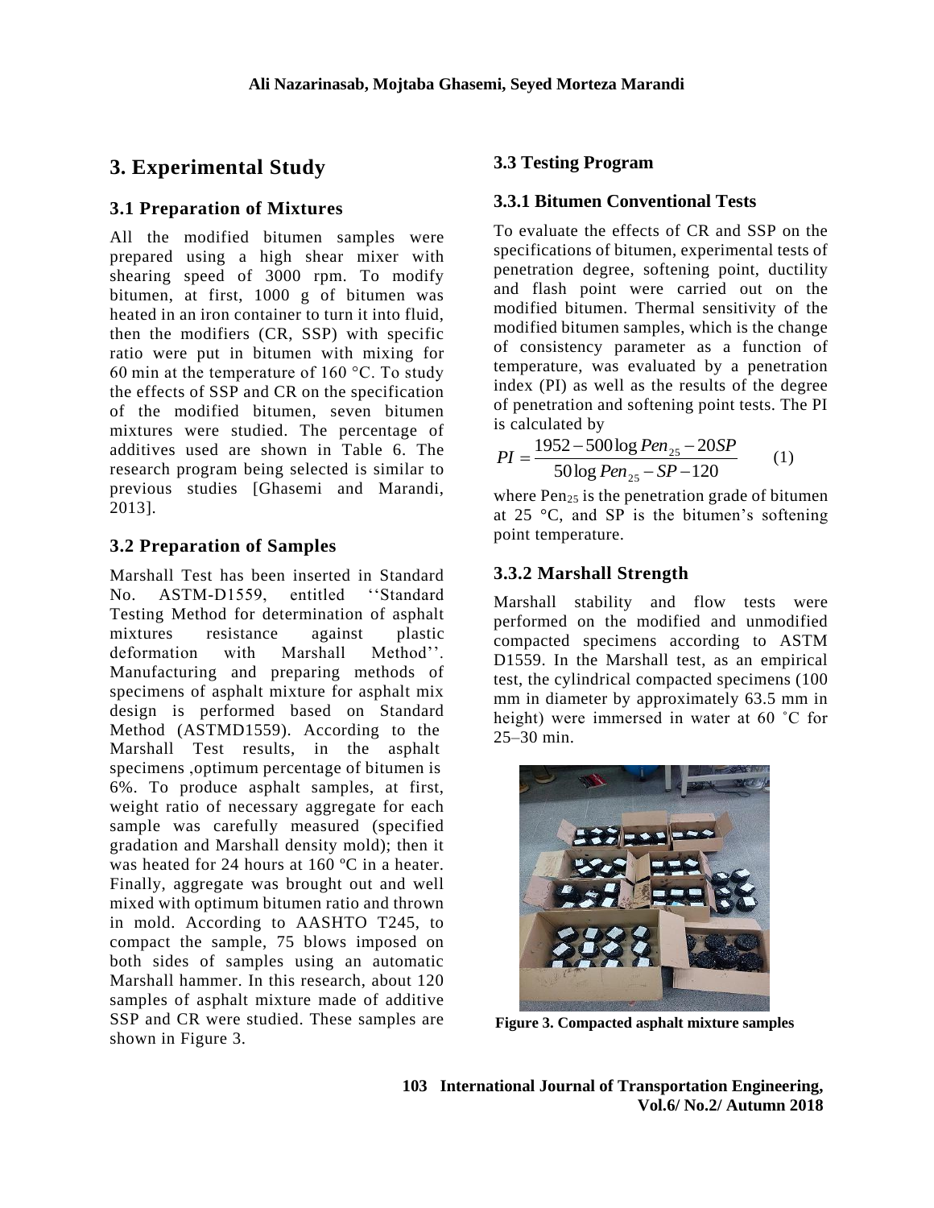# 3. Experimental Study

## 3.1 Preparation of Mixtures

All the modified bitumen samples were prepared using a high shear mixer with shearing speed of 3000 rpm. To modify bitumen, at first, 1000 g of bitumen was heated in an iron container to turn it into fluid, then the modifiers (CR, SSP) with specific ratio were put in bitumen with mixing for 60 min at the temperature of 160 °C. To study the effects of SSP and CR on the specification of the modified bitumen, seven bitumen mixtures were studied. The percentage of additives used are shown in Table 6. The research program being selected is similar to previous studies [Ghasemi and Marandi, 2013].

## 3.2 Preparation of Samples

Marshall Test has been inserted in Standard No. ASTM-D1559, entitled ''Standard Testing Method for determination of asphalt mixtures resistance against plastic deformation with Marshall Method''. Manufacturing and preparing methods of specimens of asphalt mixture for asphalt mix design is performed based on Standard Method (ASTMD1559). According to the Marshall Test results, in the asphalt specimens ,optimum percentage of bitumen is 6%. To produce asphalt samples, at first, weight ratio of necessary aggregate for each sample was carefully measured (specified gradation and Marshall density mold); then it was heated for 24 hours at 160 ºC in a heater. Finally, aggregate was brought out and well mixed with optimum bitumen ratio and thrown in mold. According to AASHTO T245, to compact the sample, 75 blows imposed on both sides of samples using an automatic Marshall hammer. In this research, about 120 samples of asphalt mixture made of additive SSP and CR were studied. These samples are shown in Figure 3.

## 3.3 Testing Program

### 3.3.1 Bitumen Conventional Tests

To evaluate the effects of CR and SSP on the specifications of bitumen, experimental tests of penetration degree, softening point, ductility and flash point were carried out on the modified bitumen. Thermal sensitivity of the modified bitumen samples, which is the change of consistency parameter as a function of temperature, was evaluated by a penetration index (PI) as well as the results of the degree of penetration and softening point tests. The PI is calculated by

$$PI = \frac{1952 - 500\log Pen_{25} - 20SP}{50\log Pen_{25} - SP - 120} \qquad (1)$$

where $Pen_{25}$ is the penetration grade of bitumen at 25 °C, and SP is the bitumen's softening point temperature.

### 3.3.2 Marshall Strength

Marshall stability and flow tests were performed on the modified and unmodified compacted specimens according to ASTM D1559. In the Marshall test, as an empirical test, the cylindrical compacted specimens (100 mm in diameter by approximately 63.5 mm in height) were immersed in water at 60 ˚C for 25–30 min.

**Figure 3. Compacted asphalt mixture samples**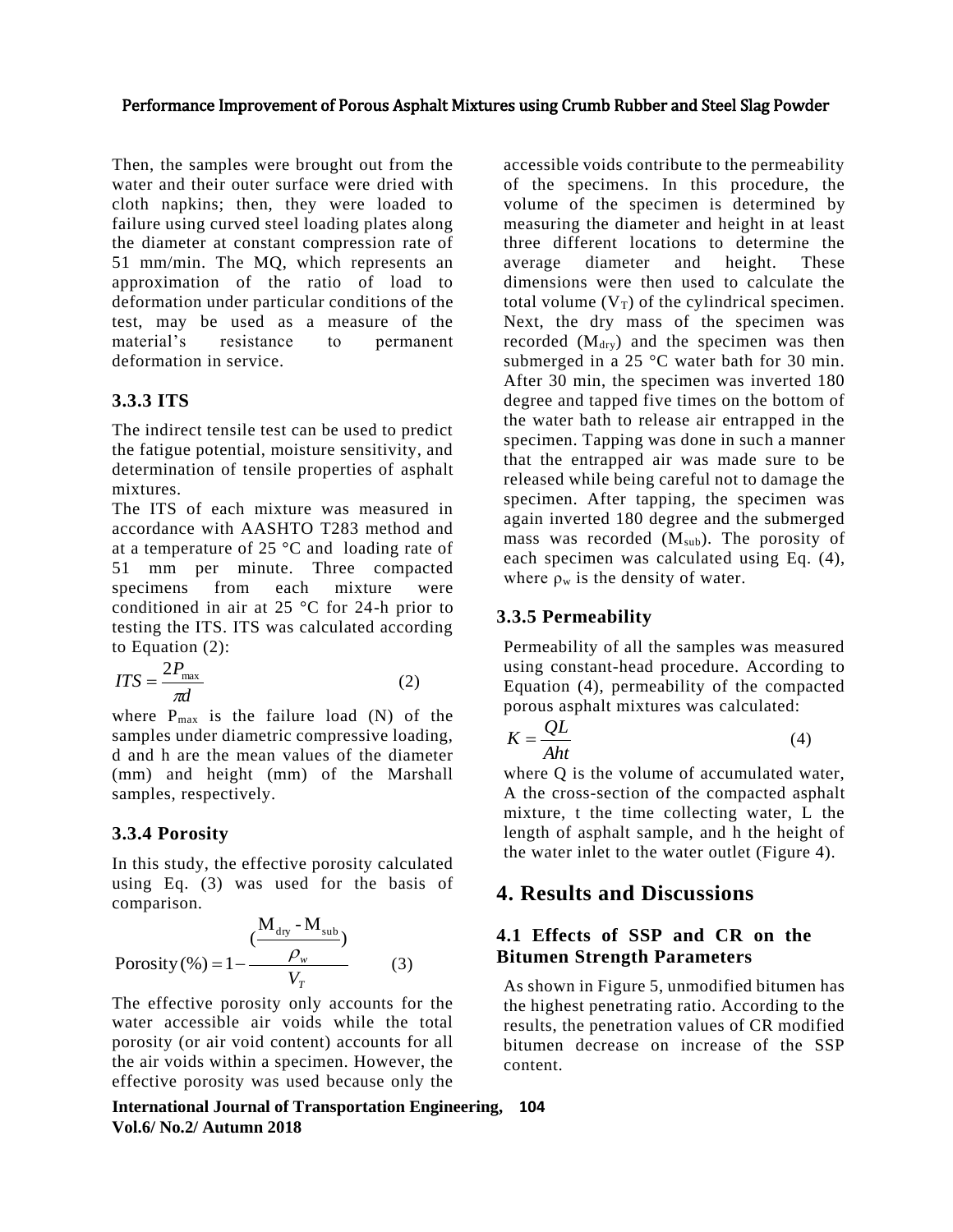Then, the samples were brought out from the water and their outer surface were dried with cloth napkins; then, they were loaded to failure using curved steel loading plates along the diameter at constant compression rate of 51 mm/min. The MQ, which represents an approximation of the ratio of load to deformation under particular conditions of the test, may be used as a measure of the material's resistance to permanent deformation in service.

### 3.3.3 ITS

The indirect tensile test can be used to predict the fatigue potential, moisture sensitivity, and determination of tensile properties of asphalt mixtures.

The ITS of each mixture was measured in accordance with AASHTO T283 method and at a temperature of 25 °C and loading rate of 51 mm per minute. Three compacted specimens from each mixture were conditioned in air at 25 °C for 24-h prior to testing the ITS. ITS was calculated according to Equation (2):

$$ITS = \frac{2P_{\max}}{\pi d} \qquad (2)$$

where $P_{max}$ is the failure load (N) of the samples under diametric compressive loading, d and h are the mean values of the diameter (mm) and height (mm) of the Marshall samples, respectively.

### 3.3.4 Porosity

In this study, the effective porosity calculated using Eq. (3) was used for the basis of comparison.

$$\text{Porosity}(\%) = 1 - \frac{\left(\frac{M_{dry} - M_{sub}}{\rho_w}\right)}{V_T} \qquad (3)$$

The effective porosity only accounts for the water accessible air voids while the total porosity (or air void content) accounts for all the air voids within a specimen. However, the effective porosity was used because only the accessible voids contribute to the permeability of the specimens. In this procedure, the volume of the specimen is determined by measuring the diameter and height in at least three different locations to determine the average diameter and height. These dimensions were then used to calculate the total volume ($V_T$) of the cylindrical specimen. Next, the dry mass of the specimen was recorded ($M_{dry}$) and the specimen was then submerged in a 25 °C water bath for 30 min. After 30 min, the specimen was inverted 180 degree and tapped five times on the bottom of the water bath to release air entrapped in the specimen. Tapping was done in such a manner that the entrapped air was made sure to be released while being careful not to damage the specimen. After tapping, the specimen was again inverted 180 degree and the submerged mass was recorded ($M_{sub}$). The porosity of each specimen was calculated using Eq. (4), where $\rho_w$ is the density of water.

### 3.3.5 Permeability

Permeability of all the samples was measured using constant-head procedure. According to Equation (4), permeability of the compacted porous asphalt mixtures was calculated:

$$K = \frac{QL}{Aht} \qquad (4)$$

where Q is the volume of accumulated water, A the cross-section of the compacted asphalt mixture, t the time collecting water, L the length of asphalt sample, and h the height of the water inlet to the water outlet (Figure 4).

## 4. Results and Discussions

### 4.1 Effects of SSP and CR on the Bitumen Strength Parameters

As shown in Figure 5, unmodified bitumen has the highest penetrating ratio. According to the results, the penetration values of CR modified bitumen decrease on increase of the SSP content.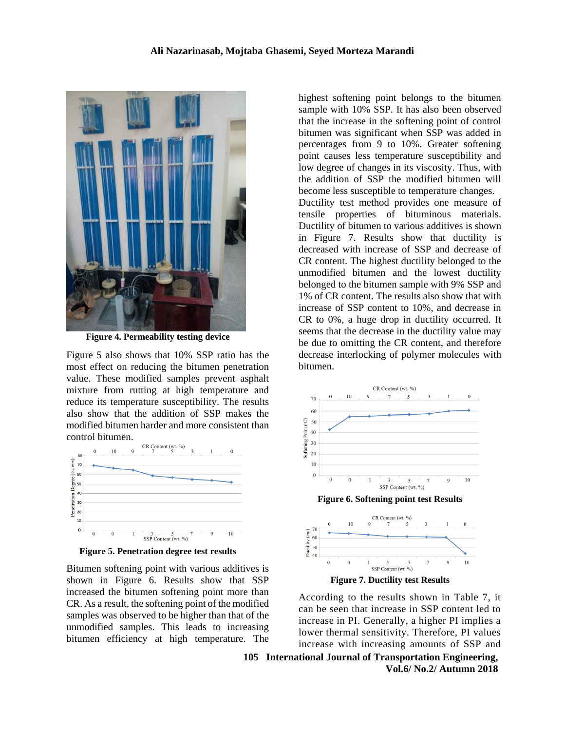Figure 4. Permeability testing device

Figure 5 also shows that 10% SSP ratio has the most effect on reducing the bitumen penetration value. These modified samples prevent asphalt mixture from rutting at high temperature and reduce its temperature susceptibility. The results also show that the addition of SSP makes the modified bitumen harder and more consistent than control bitumen.

Figure 5. Penetration degree test results

Bitumen softening point with various additives is shown in Figure 6. Results show that SSP increased the bitumen softening point more than CR. As a result, the softening point of the modified samples was observed to be higher than that of the unmodified samples. This leads to increasing bitumen efficiency at high temperature. The highest softening point belongs to the bitumen sample with 10% SSP. It has also been observed that the increase in the softening point of control bitumen was significant when SSP was added in percentages from 9 to 10%. Greater softening point causes less temperature susceptibility and low degree of changes in its viscosity. Thus, with the addition of SSP the modified bitumen will become less susceptible to temperature changes.

Ductility test method provides one measure of tensile properties of bituminous materials. Ductility of bitumen to various additives is shown in Figure 7. Results show that ductility is decreased with increase of SSP and decrease of CR content. The highest ductility belonged to the unmodified bitumen and the lowest ductility belonged to the bitumen sample with 9% SSP and 1% of CR content. The results also show that with increase of SSP content to 10%, and decrease in CR to 0%, a huge drop in ductility occurred. It seems that the decrease in the ductility value may be due to omitting the CR content, and therefore decrease interlocking of polymer molecules with bitumen.

Figure 6. Softening point test Results

Figure 7. Ductility test Results

According to the results shown in Table 7, it can be seen that increase in SSP content led to increase in PI. Generally, a higher PI implies a lower thermal sensitivity. Therefore, PI values increase with increasing amounts of SSP and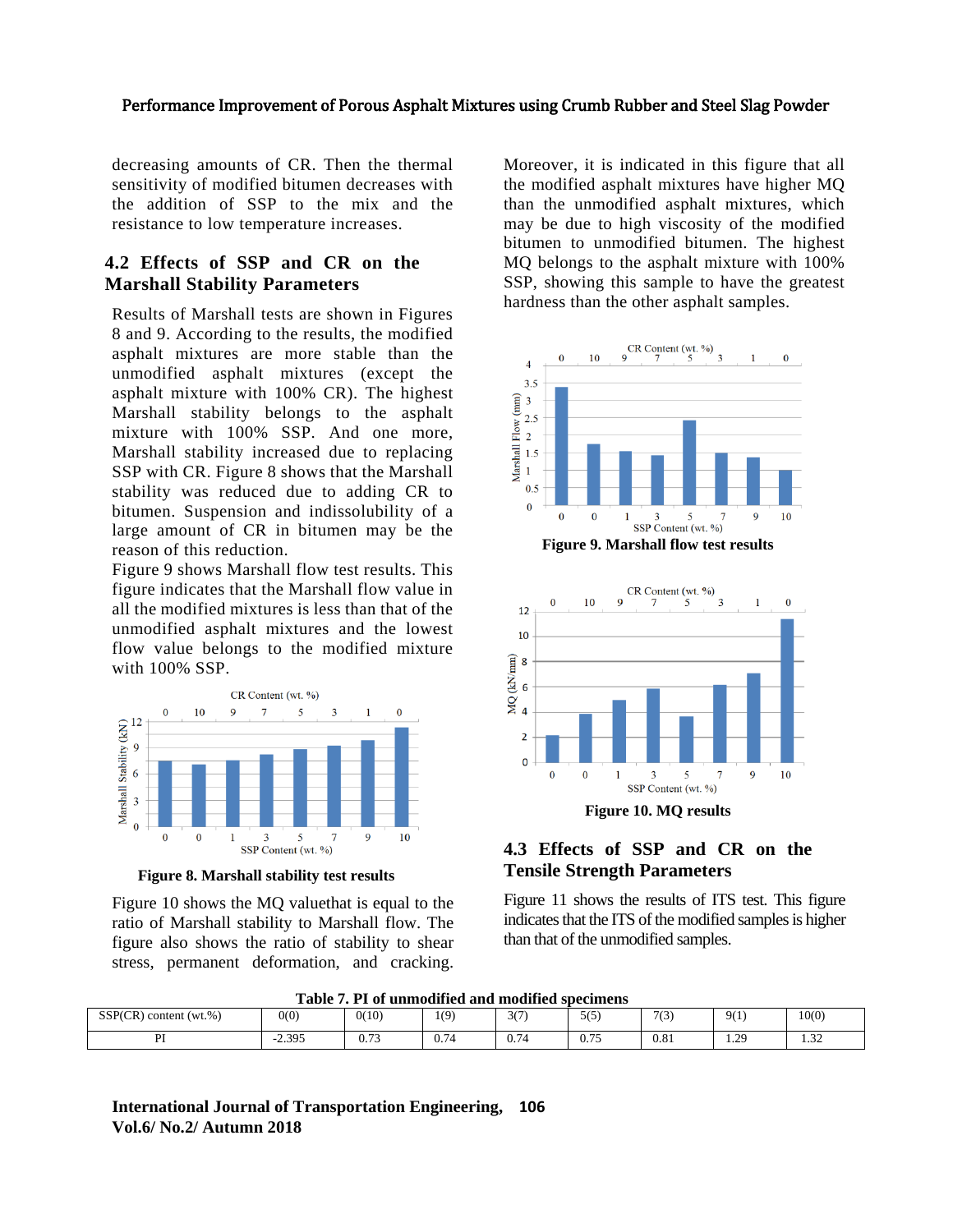decreasing amounts of CR. Then the thermal sensitivity of modified bitumen decreases with the addition of SSP to the mix and the resistance to low temperature increases.

## 4.2 Effects of SSP and CR on the Marshall Stability Parameters

Results of Marshall tests are shown in Figures 8 and 9. According to the results, the modified asphalt mixtures are more stable than the unmodified asphalt mixtures (except the asphalt mixture with 100% CR). The highest Marshall stability belongs to the asphalt mixture with 100% SSP. And one more, Marshall stability increased due to replacing SSP with CR. Figure 8 shows that the Marshall stability was reduced due to adding CR to bitumen. Suspension and indissolubility of a large amount of CR in bitumen may be the reason of this reduction.

Figure 9 shows Marshall flow test results. This figure indicates that the Marshall flow value in all the modified mixtures is less than that of the unmodified asphalt mixtures and the lowest flow value belongs to the modified mixture with 100% SSP.

**Figure 8. Marshall stability test results**

Figure 10 shows the MQ valuethat is equal to the ratio of Marshall stability to Marshall flow. The figure also shows the ratio of stability to shear stress, permanent deformation, and cracking. Moreover, it is indicated in this figure that all the modified asphalt mixtures have higher MQ than the unmodified asphalt mixtures, which may be due to high viscosity of the modified bitumen to unmodified bitumen. The highest MQ belongs to the asphalt mixture with 100% SSP, showing this sample to have the greatest hardness than the other asphalt samples.

**Figure 9. Marshall flow test results**

**Figure 10. MQ results**

## 4.3 Effects of SSP and CR on the Tensile Strength Parameters

Figure 11 shows the results of ITS test. This figure indicates that the ITS of the modified samples is higher than that of the unmodified samples.

**Table 7. PI of unmodified and modified specimens**

| SSP(CR) content (wt.%) | 0(0) | 0(10) | 1(9) | 3(7) | 5(5) | 7(3) | 9(1) | 10(0) |
|---|---|---|---|---|---|---|---|---|
| PI | -2.395 | 0.73 | 0.74 | 0.74 | 0.75 | 0.81 | 1.29 | 1.32 |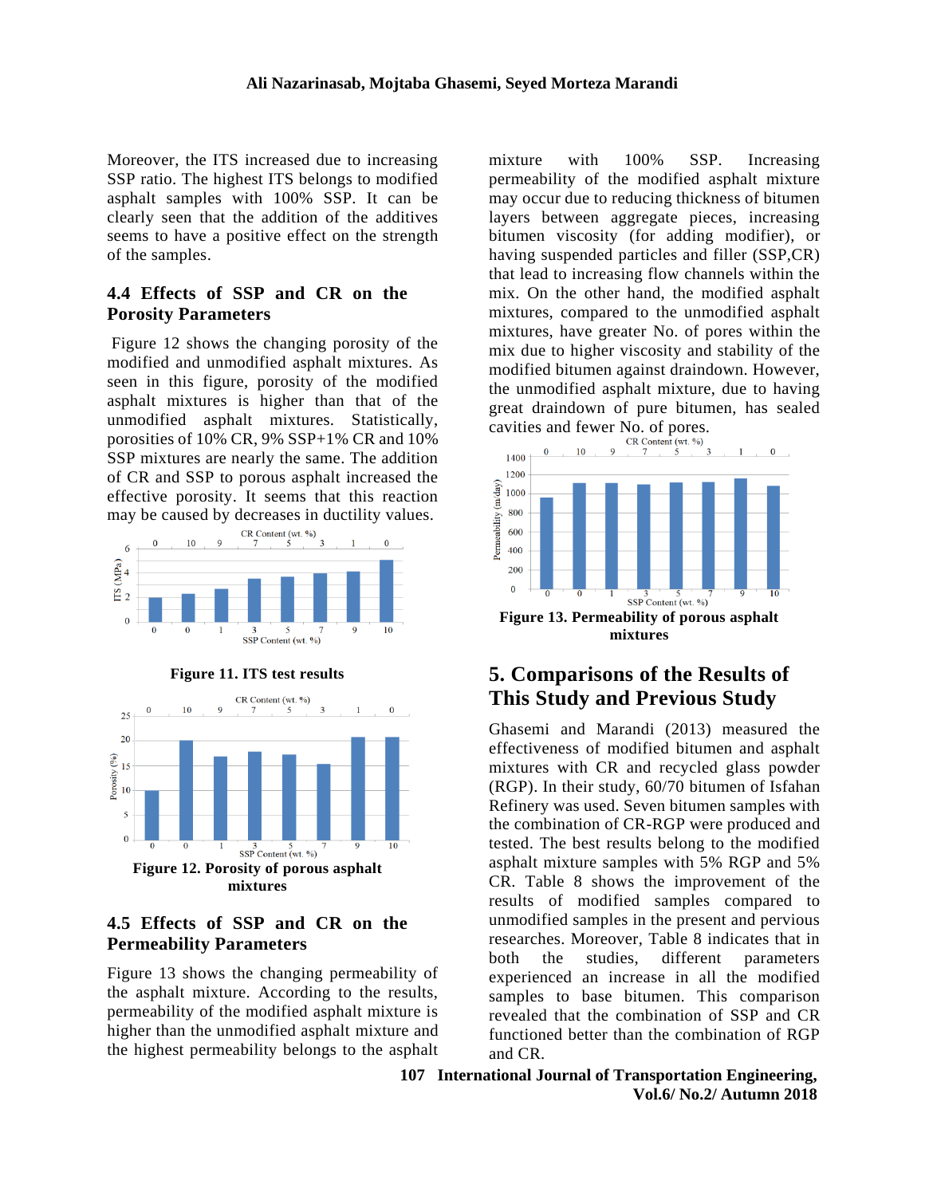Moreover, the ITS increased due to increasing SSP ratio. The highest ITS belongs to modified asphalt samples with 100% SSP. It can be clearly seen that the addition of the additives seems to have a positive effect on the strength of the samples.

### 4.4 Effects of SSP and CR on the Porosity Parameters

Figure 12 shows the changing porosity of the modified and unmodified asphalt mixtures. As seen in this figure, porosity of the modified asphalt mixtures is higher than that of the unmodified asphalt mixtures. Statistically, porosities of 10% CR, 9% SSP+1% CR and 10% SSP mixtures are nearly the same. The addition of CR and SSP to porous asphalt increased the effective porosity. It seems that this reaction may be caused by decreases in ductility values.

**Figure 11. ITS test results**

**Figure 12. Porosity of porous asphalt mixtures**

### 4.5 Effects of SSP and CR on the Permeability Parameters

Figure 13 shows the changing permeability of the asphalt mixture. According to the results, permeability of the modified asphalt mixture is higher than the unmodified asphalt mixture and the highest permeability belongs to the asphalt mixture with 100% SSP. Increasing permeability of the modified asphalt mixture may occur due to reducing thickness of bitumen layers between aggregate pieces, increasing bitumen viscosity (for adding modifier), or having suspended particles and filler (SSP,CR) that lead to increasing flow channels within the mix. On the other hand, the modified asphalt mixtures, compared to the unmodified asphalt mixtures, have greater No. of pores within the mix due to higher viscosity and stability of the modified bitumen against draindown. However, the unmodified asphalt mixture, due to having great draindown of pure bitumen, has sealed cavities and fewer No. of pores.

**Figure 13. Permeability of porous asphalt mixtures**

## 5. Comparisons of the Results of This Study and Previous Study

Ghasemi and Marandi (2013) measured the effectiveness of modified bitumen and asphalt mixtures with CR and recycled glass powder (RGP). In their study, 60/70 bitumen of Isfahan Refinery was used. Seven bitumen samples with the combination of CR-RGP were produced and tested. The best results belong to the modified asphalt mixture samples with 5% RGP and 5% CR. Table 8 shows the improvement of the results of modified samples compared to unmodified samples in the present and pervious researches. Moreover, Table 8 indicates that in both the studies, different parameters experienced an increase in all the modified samples to base bitumen. This comparison revealed that the combination of SSP and CR functioned better than the combination of RGP and CR.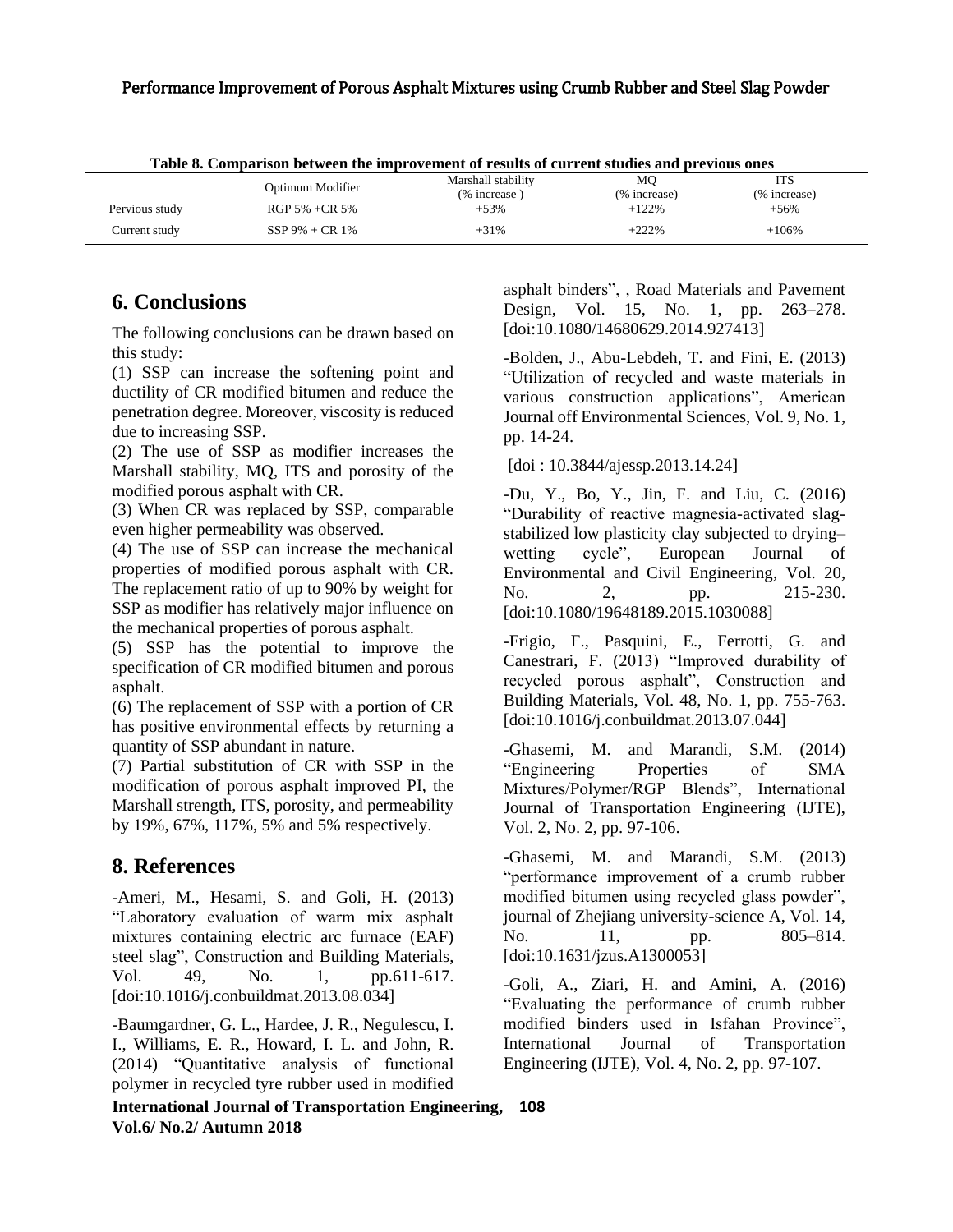**Table 8. Comparison between the improvement of results of current studies and previous ones**

| | Optimum Modifier | Marshall stability (% increase ) | MQ (% increase) | ITS (% increase) |
|---|---|---|---|---|
| Pervious study | RGP 5% +CR 5% | +53% | +122% | +56% |
| Current study | SSP 9% + CR 1% | +31% | +222% | +106% |

## 6. Conclusions

The following conclusions can be drawn based on this study:

(1) SSP can increase the softening point and ductility of CR modified bitumen and reduce the penetration degree. Moreover, viscosity is reduced due to increasing SSP.

(2) The use of SSP as modifier increases the Marshall stability, MQ, ITS and porosity of the modified porous asphalt with CR.

(3) When CR was replaced by SSP, comparable even higher permeability was observed.

(4) The use of SSP can increase the mechanical properties of modified porous asphalt with CR. The replacement ratio of up to 90% by weight for SSP as modifier has relatively major influence on the mechanical properties of porous asphalt.

(5) SSP has the potential to improve the specification of CR modified bitumen and porous asphalt.

(6) The replacement of SSP with a portion of CR has positive environmental effects by returning a quantity of SSP abundant in nature.

(7) Partial substitution of CR with SSP in the modification of porous asphalt improved PI, the Marshall strength, ITS, porosity, and permeability by 19%, 67%, 117%, 5% and 5% respectively.

## 8. References

-Ameri, M., Hesami, S. and Goli, H. (2013) "Laboratory evaluation of warm mix asphalt mixtures containing electric arc furnace (EAF) steel slag", Construction and Building Materials, Vol. 49, No. 1, pp.611-617. [doi:10.1016/j.conbuildmat.2013.08.034]

-Baumgardner, G. L., Hardee, J. R., Negulescu, I. I., Williams, E. R., Howard, I. L. and John, R. (2014) "Quantitative analysis of functional polymer in recycled tyre rubber used in modified asphalt binders", , Road Materials and Pavement Design, Vol. 15, No. 1, pp. 263–278. [doi:10.1080/14680629.2014.927413]

-Bolden, J., Abu-Lebdeh, T. and Fini, E. (2013) "Utilization of recycled and waste materials in various construction applications", American Journal off Environmental Sciences, Vol. 9, No. 1, pp. 14-24.

[doi : 10.3844/ajessp.2013.14.24]

-Du, Y., Bo, Y., Jin, F. and Liu, C. (2016) "Durability of reactive magnesia-activated slag-stabilized low plasticity clay subjected to drying–wetting cycle", European Journal of Environmental and Civil Engineering, Vol. 20, No. 2, pp. 215-230. [doi:10.1080/19648189.2015.1030088]

-Frigio, F., Pasquini, E., Ferrotti, G. and Canestrari, F. (2013) "Improved durability of recycled porous asphalt", Construction and Building Materials, Vol. 48, No. 1, pp. 755-763. [doi:10.1016/j.conbuildmat.2013.07.044]

-Ghasemi, M. and Marandi, S.M. (2014) "Engineering Properties of SMA Mixtures/Polymer/RGP Blends", International Journal of Transportation Engineering (IJTE), Vol. 2, No. 2, pp. 97-106.

-Ghasemi, M. and Marandi, S.M. (2013) "performance improvement of a crumb rubber modified bitumen using recycled glass powder", journal of Zhejiang university-science A, Vol. 14, No. 11, pp. 805–814. [doi:10.1631/jzus.A1300053]

-Goli, A., Ziari, H. and Amini, A. (2016) "Evaluating the performance of crumb rubber modified binders used in Isfahan Province", International Journal of Transportation Engineering (IJTE), Vol. 4, No. 2, pp. 97-107.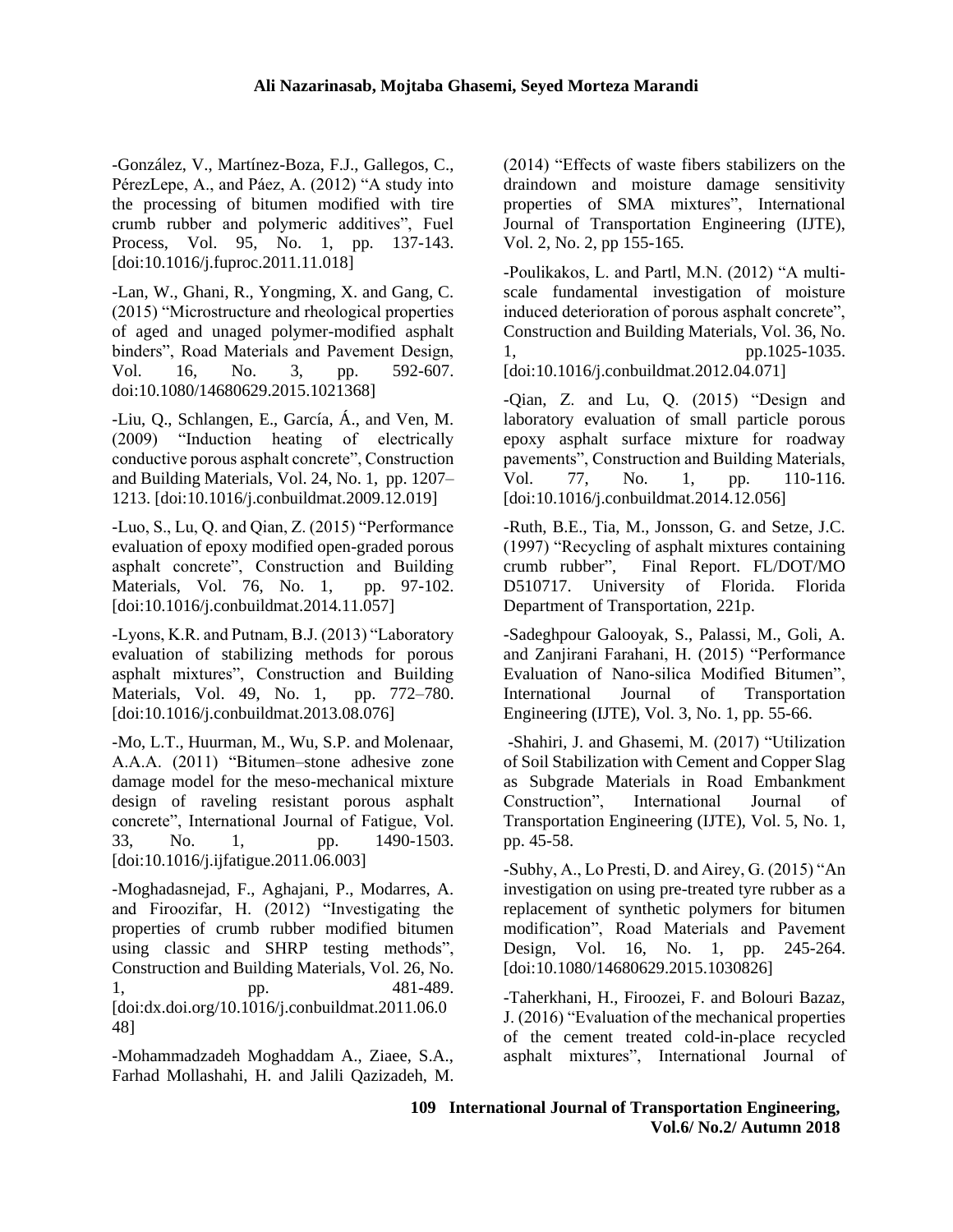-González, V., Martínez-Boza, F.J., Gallegos, C., PérezLepe, A., and Páez, A. (2012) "A study into the processing of bitumen modified with tire crumb rubber and polymeric additives", Fuel Process, Vol. 95, No. 1, pp. 137-143. [doi:10.1016/j.fuproc.2011.11.018]

-Lan, W., Ghani, R., Yongming, X. and Gang, C. (2015) "Microstructure and rheological properties of aged and unaged polymer-modified asphalt binders", Road Materials and Pavement Design, Vol. 16, No. 3, pp. 592-607. doi:10.1080/14680629.2015.1021368]

-Liu, Q., Schlangen, E., García, Á., and Ven, M. (2009) "Induction heating of electrically conductive porous asphalt concrete", Construction and Building Materials, Vol. 24, No. 1, pp. 1207–1213. [doi:10.1016/j.conbuildmat.2009.12.019]

-Luo, S., Lu, Q. and Qian, Z. (2015) "Performance evaluation of epoxy modified open-graded porous asphalt concrete", Construction and Building Materials, Vol. 76, No. 1, pp. 97-102. [doi:10.1016/j.conbuildmat.2014.11.057]

-Lyons, K.R. and Putnam, B.J. (2013) "Laboratory evaluation of stabilizing methods for porous asphalt mixtures", Construction and Building Materials, Vol. 49, No. 1, pp. 772–780. [doi:10.1016/j.conbuildmat.2013.08.076]

-Mo, L.T., Huurman, M., Wu, S.P. and Molenaar, A.A.A. (2011) "Bitumen–stone adhesive zone damage model for the meso-mechanical mixture design of raveling resistant porous asphalt concrete", International Journal of Fatigue, Vol. 33, No. 1, pp. 1490-1503. [doi:10.1016/j.ijfatigue.2011.06.003]

-Moghadasnejad, F., Aghajani, P., Modarres, A. and Firoozifar, H. (2012) "Investigating the properties of crumb rubber modified bitumen using classic and SHRP testing methods", Construction and Building Materials, Vol. 26, No. 1, pp. 481-489. [doi:dx.doi.org/10.1016/j.conbuildmat.2011.06.048]

-Mohammadzadeh Moghaddam A., Ziaee, S.A., Farhad Mollashahi, H. and Jalili Qazizadeh, M. (2014) "Effects of waste fibers stabilizers on the draindown and moisture damage sensitivity properties of SMA mixtures", International Journal of Transportation Engineering (IJTE), Vol. 2, No. 2, pp 155-165.

-Poulikakos, L. and Partl, M.N. (2012) "A multi-scale fundamental investigation of moisture induced deterioration of porous asphalt concrete", Construction and Building Materials, Vol. 36, No. 1, pp.1025-1035. [doi:10.1016/j.conbuildmat.2012.04.071]

-Qian, Z. and Lu, Q. (2015) "Design and laboratory evaluation of small particle porous epoxy asphalt surface mixture for roadway pavements", Construction and Building Materials, Vol. 77, No. 1, pp. 110-116. [doi:10.1016/j.conbuildmat.2014.12.056]

-Ruth, B.E., Tia, M., Jonsson, G. and Setze, J.C. (1997) "Recycling of asphalt mixtures containing crumb rubber", Final Report. FL/DOT/MO D510717. University of Florida. Florida Department of Transportation, 221p.

-Sadeghpour Galooyak, S., Palassi, M., Goli, A. and Zanjirani Farahani, H. (2015) "Performance Evaluation of Nano-silica Modified Bitumen", International Journal of Transportation Engineering (IJTE), Vol. 3, No. 1, pp. 55-66.

-Shahiri, J. and Ghasemi, M. (2017) "Utilization of Soil Stabilization with Cement and Copper Slag as Subgrade Materials in Road Embankment Construction", International Journal of Transportation Engineering (IJTE), Vol. 5, No. 1, pp. 45-58.

-Subhy, A., Lo Presti, D. and Airey, G. (2015) "An investigation on using pre-treated tyre rubber as a replacement of synthetic polymers for bitumen modification", Road Materials and Pavement Design, Vol. 16, No. 1, pp. 245-264. [doi:10.1080/14680629.2015.1030826]

-Taherkhani, H., Firoozei, F. and Bolouri Bazaz, J. (2016) "Evaluation of the mechanical properties of the cement treated cold-in-place recycled asphalt mixtures", International Journal of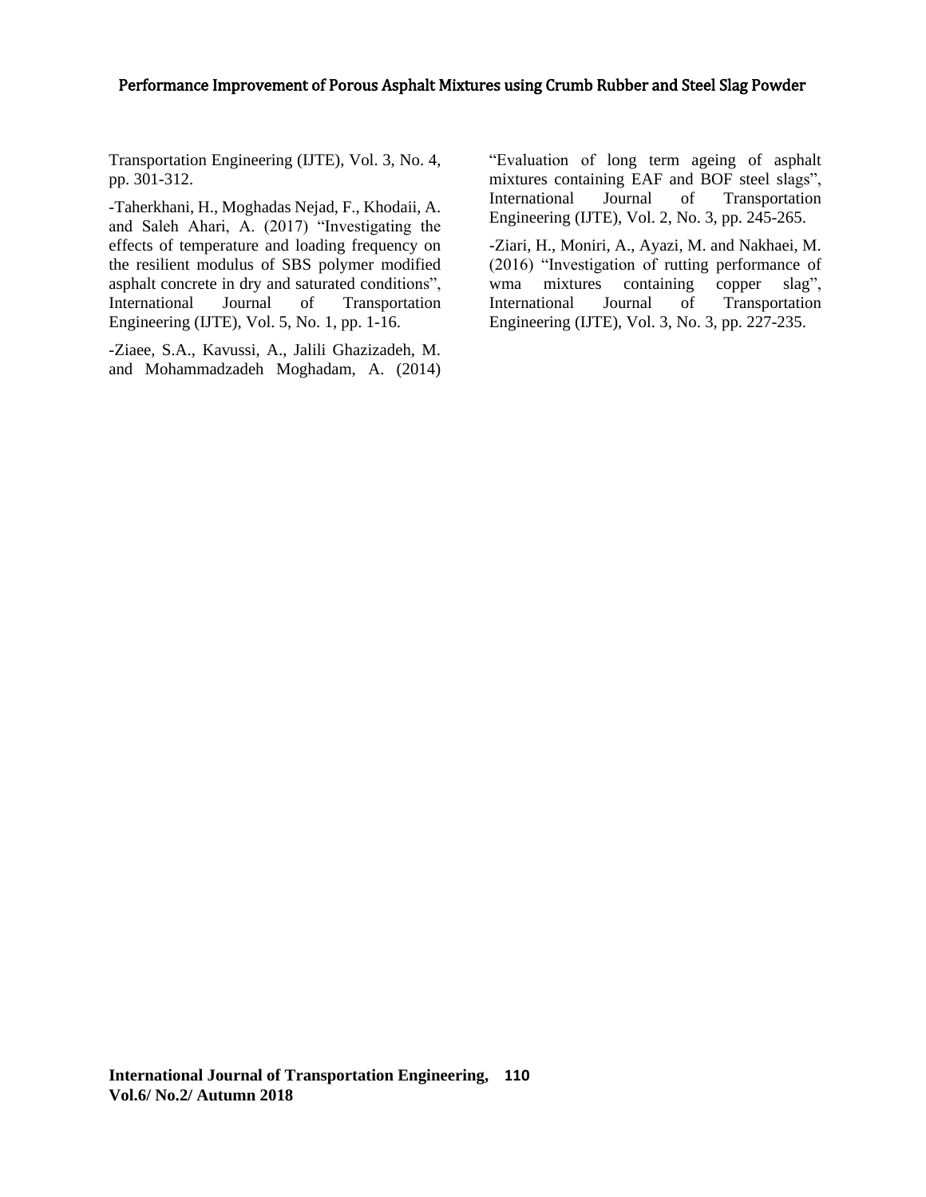Transportation Engineering (IJTE), Vol. 3, No. 4, pp. 301-312.

-Taherkhani, H., Moghadas Nejad, F., Khodaii, A. and Saleh Ahari, A. (2017) "Investigating the effects of temperature and loading frequency on the resilient modulus of SBS polymer modified asphalt concrete in dry and saturated conditions", International Journal of Transportation Engineering (IJTE), Vol. 5, No. 1, pp. 1-16.

-Ziaee, S.A., Kavussi, A., Jalili Ghazizadeh, M. and Mohammadzadeh Moghadam, A. (2014) "Evaluation of long term ageing of asphalt mixtures containing EAF and BOF steel slags", International Journal of Transportation Engineering (IJTE), Vol. 2, No. 3, pp. 245-265.

-Ziari, H., Moniri, A., Ayazi, M. and Nakhaei, M. (2016) "Investigation of rutting performance of wma mixtures containing copper slag", International Journal of Transportation Engineering (IJTE), Vol. 3, No. 3, pp. 227-235.